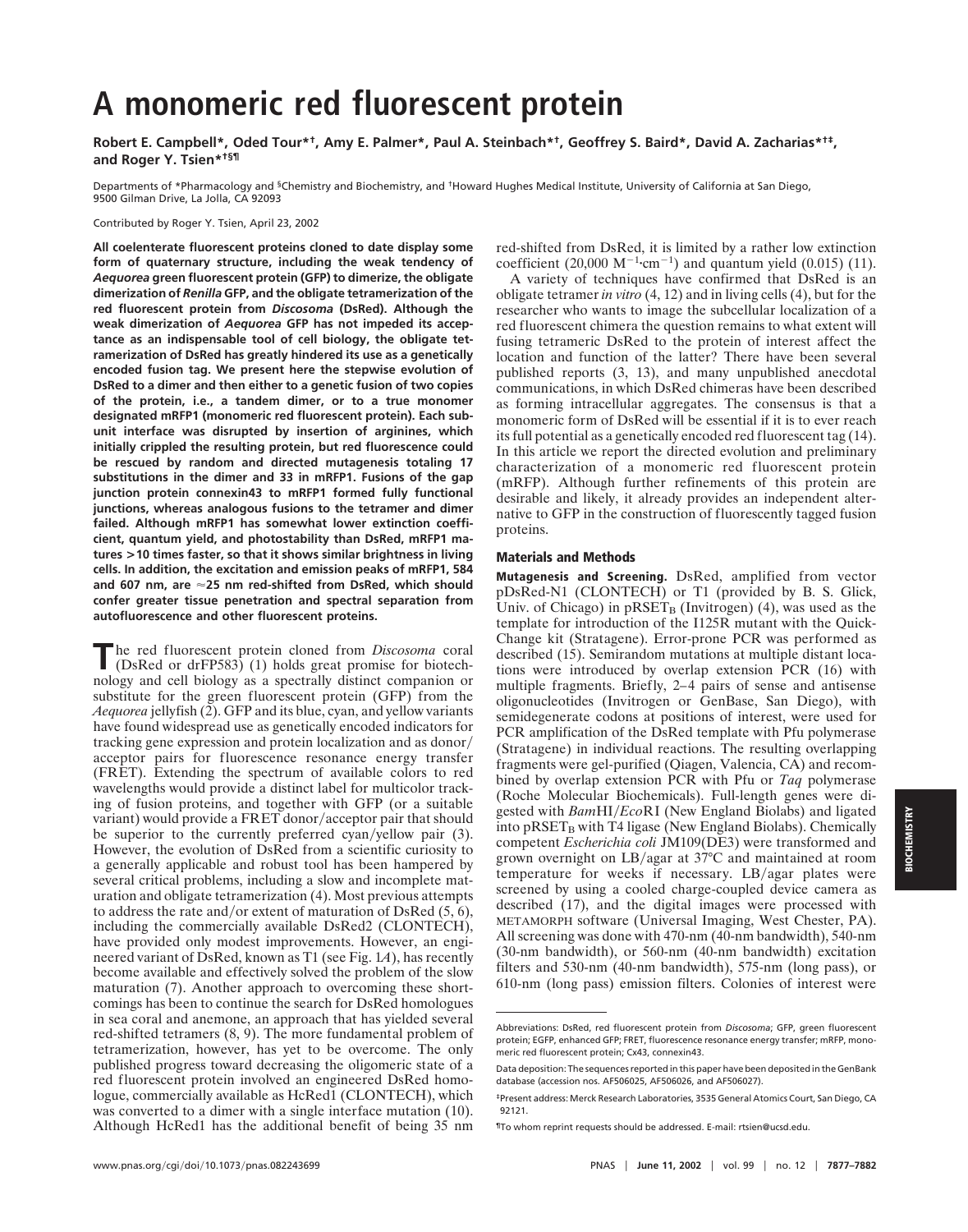# A monomeric red fluorescent protein

**Robert E. Campbell\*, Oded Tour\*†, Amy E. Palmer\*, Paul A. Steinbach\*†, Geoffrey S. Baird\*, David A. Zacharias\*†‡, and Roger Y. Tsien\*†§¶**

Departments of \*Pharmacology and §Chemistry and Biochemistry, and †Howard Hughes Medical Institute, University of California at San Diego, 9500 Gilman Drive, La Jolla, CA 92093

Contributed by Roger Y. Tsien, April 23, 2002

**All coelenterate fluorescent proteins cloned to date display some form of quaternary structure, including the weak tendency of *Aequorea* green fluorescent protein (GFP) to dimerize, the obligate dimerization of *Renilla* GFP, and the obligate tetramerization of the red fluorescent protein from *Discosoma* (DsRed). Although the weak dimerization of *Aequorea* GFP has not impeded its acceptance as an indispensable tool of cell biology, the obligate tetramerization of DsRed has greatly hindered its use as a genetically encoded fusion tag. We present here the stepwise evolution of DsRed to a dimer and then either to a genetic fusion of two copies of the protein, i.e., a tandem dimer, or to a true monomer designated mRFP1 (monomeric red fluorescent protein). Each subunit interface was disrupted by insertion of arginines, which initially crippled the resulting protein, but red fluorescence could be rescued by random and directed mutagenesis totaling 17 substitutions in the dimer and 33 in mRFP1. Fusions of the gap junction protein connexin43 to mRFP1 formed fully functional junctions, whereas analogous fusions to the tetramer and dimer failed. Although mRFP1 has somewhat lower extinction coefficient, quantum yield, and photostability than DsRed, mRFP1 matures >10 times faster, so that it shows similar brightness in living cells. In addition, the excitation and emission peaks of mRFP1, 584 and 607 nm, are ≈25 nm red-shifted from DsRed, which should confer greater tissue penetration and spectral separation from autofluorescence and other fluorescent proteins.**

The red fluorescent protein cloned from *Discosoma* coral (DsRed or drFP583) (1) holds great promise for biotechnology and cell biology as a spectrally distinct companion or substitute for the green fluorescent protein (GFP) from the *Aequorea* jellyfish (2). GFP and its blue, cyan, and yellow variants have found widespread use as genetically encoded indicators for tracking gene expression and protein localization and as donor/acceptor pairs for fluorescence resonance energy transfer (FRET). Extending the spectrum of available colors to red wavelengths would provide a distinct label for multicolor tracking of fusion proteins, and together with GFP (or a suitable variant) would provide a FRET donor/acceptor pair that should be superior to the currently preferred cyan/yellow pair (3). However, the evolution of DsRed from a scientific curiosity to a generally applicable and robust tool has been hampered by several critical problems, including a slow and incomplete maturation and obligate tetramerization (4). Most previous attempts to address the rate and/or extent of maturation of DsRed (5, 6), including the commercially available DsRed2 (CLONTECH), have provided only modest improvements. However, an engineered variant of DsRed, known as T1 (see Fig. 1*A*), has recently become available and effectively solved the problem of the slow maturation (7). Another approach to overcoming these shortcomings has been to continue the search for DsRed homologues in sea coral and anemone, an approach that has yielded several red-shifted tetramers (8, 9). The more fundamental problem of tetramerization, however, has yet to be overcome. The only published progress toward decreasing the oligomeric state of a red fluorescent protein involved an engineered DsRed homologue, commercially available as HcRed1 (CLONTECH), which was converted to a dimer with a single interface mutation (10). Although HcRed1 has the additional benefit of being 35 nm red-shifted from DsRed, it is limited by a rather low extinction coefficient (20,000 $M^{-1} \cdot cm^{-1}$) and quantum yield (0.015) (11).

A variety of techniques have confirmed that DsRed is an obligate tetramer *in vitro* (4, 12) and in living cells (4), but for the researcher who wants to image the subcellular localization of a red fluorescent chimera the question remains to what extent will fusing tetrameric DsRed to the protein of interest affect the location and function of the latter? There have been several published reports (3, 13), and many unpublished anecdotal communications, in which DsRed chimeras have been described as forming intracellular aggregates. The consensus is that a monomeric form of DsRed will be essential if it is to ever reach its full potential as a genetically encoded red fluorescent tag (14). In this article we report the directed evolution and preliminary characterization of a monomeric red fluorescent protein (mRFP). Although further refinements of this protein are desirable and likely, it already provides an independent alternative to GFP in the construction of fluorescently tagged fusion proteins.

## Materials and Methods

**Mutagenesis and Screening.** DsRed, amplified from vector pDsRed-N1 (CLONTECH) or T1 (provided by B. S. Glick, Univ. of Chicago) in $pRSET_B$ (Invitrogen) (4), was used as the template for introduction of the I125R mutant with the QuickChange kit (Stratagene). Error-prone PCR was performed as described (15). Semirandom mutations at multiple distant locations were introduced by overlap extension PCR (16) with multiple fragments. Briefly, 2–4 pairs of sense and antisense oligonucleotides (Invitrogen or GenBase, San Diego), with semidegenerate codons at positions of interest, were used for PCR amplification of the DsRed template with Pfu polymerase (Stratagene) in individual reactions. The resulting overlapping fragments were gel-purified (Qiagen, Valencia, CA) and recombined by overlap extension PCR with Pfu or *Taq* polymerase (Roche Molecular Biochemicals). Full-length genes were digested with *Bam*HI/*Eco*RI (New England Biolabs) and ligated into $pRSET_B$ with T4 ligase (New England Biolabs). Chemically competent *Escherichia coli* JM109(DE3) were transformed and grown overnight on LB/agar at 37°C and maintained at room temperature for weeks if necessary. LB/agar plates were screened by using a cooled charge-coupled device camera as described (17), and the digital images were processed with METAMORPH software (Universal Imaging, West Chester, PA). All screening was done with 470-nm (40-nm bandwidth), 540-nm (30-nm bandwidth), or 560-nm (40-nm bandwidth) excitation filters and 530-nm (40-nm bandwidth), 575-nm (long pass), or 610-nm (long pass) emission filters. Colonies of interest were

---

Abbreviations: DsRed, red fluorescent protein from *Discosoma*; GFP, green fluorescent protein; EGFP, enhanced GFP; FRET, fluorescence resonance energy transfer; mRFP, monomeric red fluorescent protein; Cx43, connexin43.

Data deposition: The sequences reported in this paper have been deposited in the GenBank database (accession nos. AF506025, AF506026, and AF506027).

‡Present address: Merck Research Laboratories, 3535 General Atomics Court, San Diego, CA 92121.

¶To whom reprint requests should be addressed. E-mail: rtsien@ucsd.edu.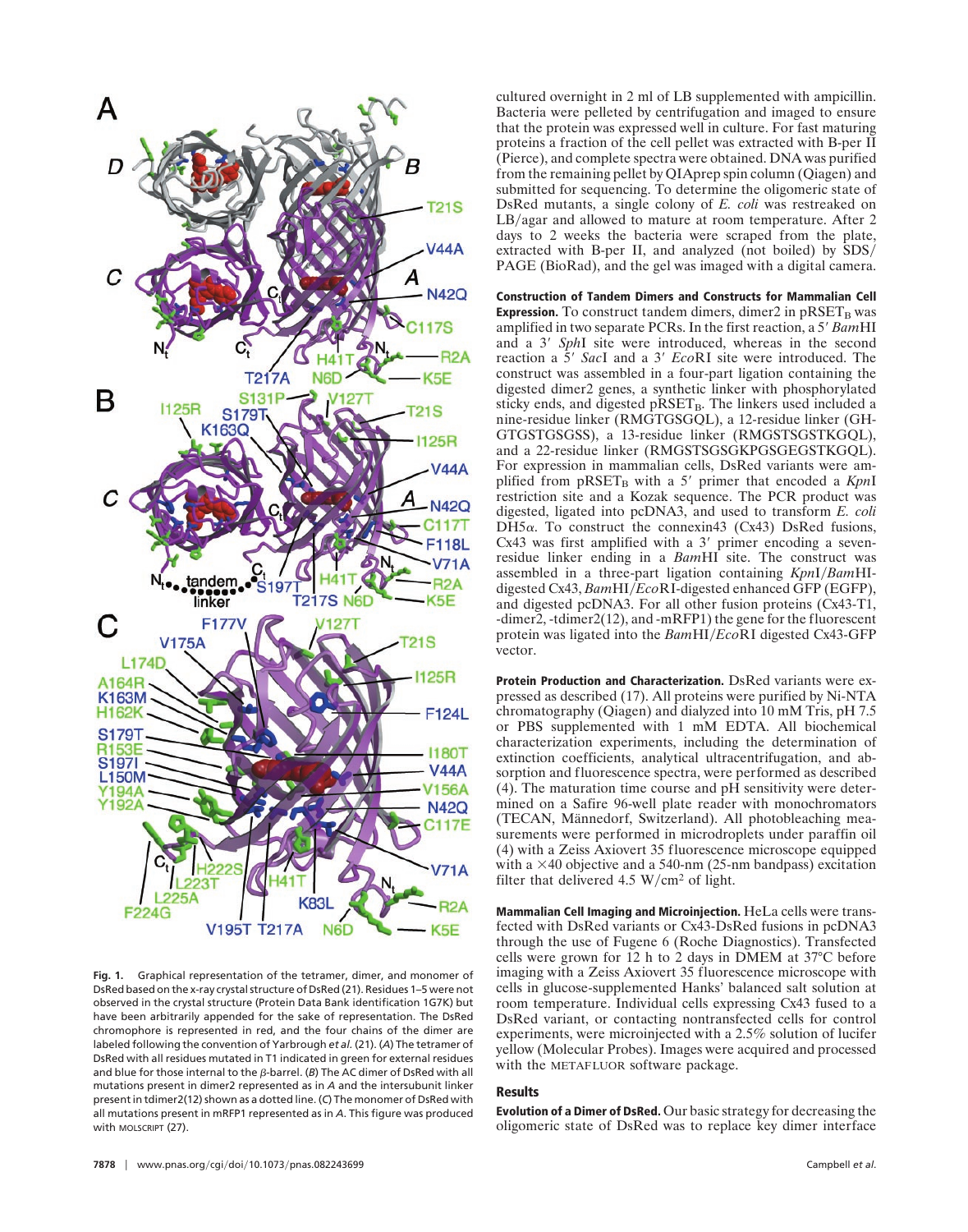**Fig. 1.** Graphical representation of the tetramer, dimer, and monomer of DsRed based on the x-ray crystal structure of DsRed (21). Residues 1–5 were not observed in the crystal structure (Protein Data Bank identification 1G7K) but have been arbitrarily appended for the sake of representation. The DsRed chromophore is represented in red, and the four chains of the dimer are labeled following the convention of Yarbrough *et al.* (21). (*A*) The tetramer of DsRed with all residues mutated in T1 indicated in green for external residues and blue for those internal to the β-barrel. (*B*) The AC dimer of DsRed with all mutations present in dimer2 represented as in *A* and the intersubunit linker present in tdimer2(12) shown as a dotted line. (*C*) The monomer of DsRed with all mutations present in mRFP1 represented as in *A*. This figure was produced with MOLSCRIPT (27).

cultured overnight in 2 ml of LB supplemented with ampicillin. Bacteria were pelleted by centrifugation and imaged to ensure that the protein was expressed well in culture. For fast maturing proteins a fraction of the cell pellet was extracted with B-per II (Pierce), and complete spectra were obtained. DNA was purified from the remaining pellet by QIAprep spin column (Qiagen) and submitted for sequencing. To determine the oligomeric state of DsRed mutants, a single colony of *E. coli* was restreaked on LB/agar and allowed to mature at room temperature. After 2 days to 2 weeks the bacteria were scraped from the plate, extracted with B-per II, and analyzed (not boiled) by SDS/PAGE (BioRad), and the gel was imaged with a digital camera.

**Construction of Tandem Dimers and Constructs for Mammalian Cell Expression.** To construct tandem dimers, dimer2 in $pRSET_B$ was amplified in two separate PCRs. In the first reaction, a 5′ *Bam*HI and a 3′ *Sph*I site were introduced, whereas in the second reaction a 5′ *Sac*I and a 3′ *Eco*RI site were introduced. The construct was assembled in a four-part ligation containing the digested dimer2 genes, a synthetic linker with phosphorylated sticky ends, and digested $pRSET_B$. The linkers used included a nine-residue linker (RMGTGSGQL), a 12-residue linker (GHGTGSTGSGSS), a 13-residue linker (RMGSTSGSTKGQL), and a 22-residue linker (RMGSTSGSGKPGSGEGSTKGQL). For expression in mammalian cells, DsRed variants were amplified from $pRSET_B$ with a 5′ primer that encoded a *Kpn*I restriction site and a Kozak sequence. The PCR product was digested, ligated into pcDNA3, and used to transform *E. coli* DH5α. To construct the connexin43 (Cx43) DsRed fusions, Cx43 was first amplified with a 3′ primer encoding a seven-residue linker ending in a *Bam*HI site. The construct was assembled in a three-part ligation containing *Kpn*I/*Bam*HI-digested Cx43, *Bam*HI/*Eco*RI-digested enhanced GFP (EGFP), and digested pcDNA3. For all other fusion proteins (Cx43-T1, -dimer2, -tdimer2(12), and -mRFP1) the gene for the fluorescent protein was ligated into the *Bam*HI/*Eco*RI digested Cx43-GFP vector.

**Protein Production and Characterization.** DsRed variants were expressed as described (17). All proteins were purified by Ni-NTA chromatography (Qiagen) and dialyzed into 10 mM Tris, pH 7.5 or PBS supplemented with 1 mM EDTA. All biochemical characterization experiments, including the determination of extinction coefficients, analytical ultracentrifugation, and absorption and fluorescence spectra, were performed as described (4). The maturation time course and pH sensitivity were determined on a Safire 96-well plate reader with monochromators (TECAN, Männedorf, Switzerland). All photobleaching measurements were performed in microdroplets under paraffin oil (4) with a Zeiss Axiovert 35 fluorescence microscope equipped with a ×40 objective and a 540-nm (25-nm bandpass) excitation filter that delivered 4.5 $W/cm^2$ of light.

**Mammalian Cell Imaging and Microinjection.** HeLa cells were transfected with DsRed variants or Cx43-DsRed fusions in pcDNA3 through the use of Fugene 6 (Roche Diagnostics). Transfected cells were grown for 12 h to 2 days in DMEM at 37°C before imaging with a Zeiss Axiovert 35 fluorescence microscope with cells in glucose-supplemented Hanks' balanced salt solution at room temperature. Individual cells expressing Cx43 fused to a DsRed variant, or contacting nontransfected cells for control experiments, were microinjected with a 2.5% solution of lucifer yellow (Molecular Probes). Images were acquired and processed with the METAFLUOR software package.

## Results

**Evolution of a Dimer of DsRed.** Our basic strategy for decreasing the oligomeric state of DsRed was to replace key dimer interface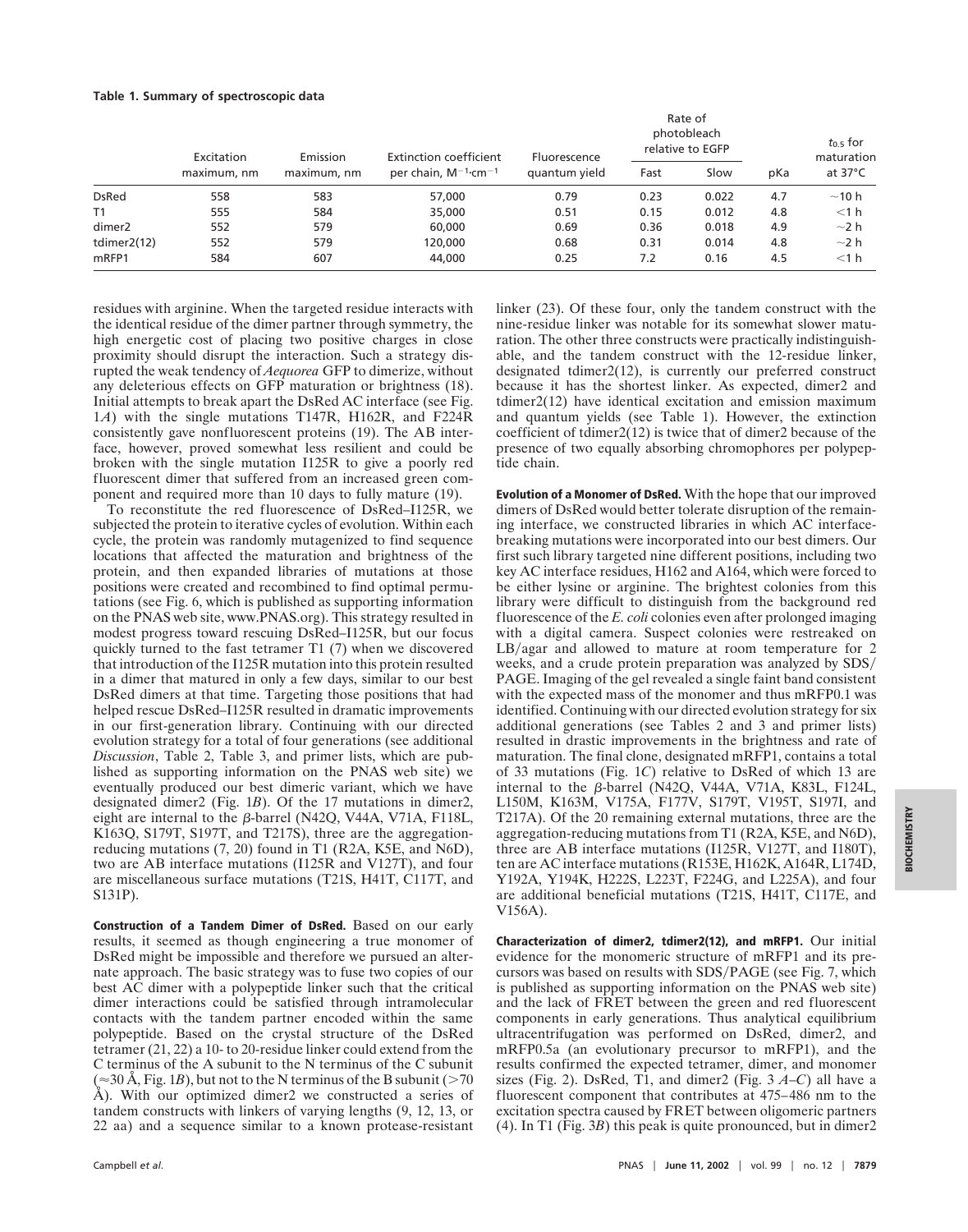**Table 1. Summary of spectroscopic data**

| | Excitation maximum, nm | Emission maximum, nm | Extinction coefficient per chain, $M^{-1} \cdot cm^{-1}$ | Fluorescence quantum yield | Rate of photobleach relative to EGFP | | pKa | $t_{0.5}$ for maturation at 37°C |
|---|---|---|---|---|---|---|---|---|
| | | | | | Fast | Slow | | |
| DsRed | 558 | 583 | 57,000 | 0.79 | 0.23 | 0.022 | 4.7 | ~10 h |
| T1 | 555 | 584 | 35,000 | 0.51 | 0.15 | 0.012 | 4.8 | <1 h |
| dimer2 | 552 | 579 | 60,000 | 0.69 | 0.36 | 0.018 | 4.9 | ~2 h |
| tdimer2(12) | 552 | 579 | 120,000 | 0.68 | 0.31 | 0.014 | 4.8 | ~2 h |
| mRFP1 | 584 | 607 | 44,000 | 0.25 | 7.2 | 0.16 | 4.5 | <1 h |

residues with arginine. When the targeted residue interacts with the identical residue of the dimer partner through symmetry, the high energetic cost of placing two positive charges in close proximity should disrupt the interaction. Such a strategy disrupted the weak tendency of *Aequorea* GFP to dimerize, without any deleterious effects on GFP maturation or brightness (18). Initial attempts to break apart the DsRed AC interface (see Fig. 1*A*) with the single mutations T147R, H162R, and F224R consistently gave nonfluorescent proteins (19). The AB interface, however, proved somewhat less resilient and could be broken with the single mutation I125R to give a poorly red fluorescent dimer that suffered from an increased green component and required more than 10 days to fully mature (19).

To reconstitute the red fluorescence of DsRed–I125R, we subjected the protein to iterative cycles of evolution. Within each cycle, the protein was randomly mutagenized to find sequence locations that affected the maturation and brightness of the protein, and then expanded libraries of mutations at those positions were created and recombined to find optimal permutations (see Fig. 6, which is published as supporting information on the PNAS web site, www.PNAS.org). This strategy resulted in modest progress toward rescuing DsRed–I125R, but our focus quickly turned to the fast tetramer T1 (7) when we discovered that introduction of the I125R mutation into this protein resulted in a dimer that matured in only a few days, similar to our best DsRed dimers at that time. Targeting those positions that had helped rescue DsRed–I125R resulted in dramatic improvements in our first-generation library. Continuing with our directed evolution strategy for a total of four generations (see additional *Discussion*, Table 2, Table 3, and primer lists, which are published as supporting information on the PNAS web site) we eventually produced our best dimeric variant, which we have designated dimer2 (Fig. 1*B*). Of the 17 mutations in dimer2, eight are internal to the β-barrel (N42Q, V44A, V71A, F118L, K163Q, S179T, S197T, and T217S), three are the aggregation-reducing mutations (7, 20) found in T1 (R2A, K5E, and N6D), two are AB interface mutations (I125R and V127T), and four are miscellaneous surface mutations (T21S, H41T, C117T, and S131P).

**Construction of a Tandem Dimer of DsRed.** Based on our early results, it seemed as though engineering a true monomer of DsRed might be impossible and therefore we pursued an alternate approach. The basic strategy was to fuse two copies of our best AC dimer with a polypeptide linker such that the critical dimer interactions could be satisfied through intramolecular contacts with the tandem partner encoded within the same polypeptide. Based on the crystal structure of the DsRed tetramer (21, 22) a 10- to 20-residue linker could extend from the C terminus of the A subunit to the N terminus of the C subunit (≈30 Å, Fig. 1*B*), but not to the N terminus of the B subunit (>70 Å). With our optimized dimer2 we constructed a series of tandem constructs with linkers of varying lengths (9, 12, 13, or 22 aa) and a sequence similar to a known protease-resistant linker (23). Of these four, only the tandem construct with the nine-residue linker was notable for its somewhat slower maturation. The other three constructs were practically indistinguishable, and the tandem construct with the 12-residue linker, designated tdimer2(12), is currently our preferred construct because it has the shortest linker. As expected, dimer2 and tdimer2(12) have identical excitation and emission maximum and quantum yields (see Table 1). However, the extinction coefficient of tdimer2(12) is twice that of dimer2 because of the presence of two equally absorbing chromophores per polypeptide chain.

**Evolution of a Monomer of DsRed.** With the hope that our improved dimers of DsRed would better tolerate disruption of the remaining interface, we constructed libraries in which AC interface-breaking mutations were incorporated into our best dimers. Our first such library targeted nine different positions, including two key AC interface residues, H162 and A164, which were forced to be either lysine or arginine. The brightest colonies from this library were difficult to distinguish from the background red fluorescence of the *E. coli* colonies even after prolonged imaging with a digital camera. Suspect colonies were restreaked on LB/agar and allowed to mature at room temperature for 2 weeks, and a crude protein preparation was analyzed by SDS/PAGE. Imaging of the gel revealed a single faint band consistent with the expected mass of the monomer and thus mRFP0.1 was identified. Continuing with our directed evolution strategy for six additional generations (see Tables 2 and 3 and primer lists) resulted in drastic improvements in the brightness and rate of maturation. The final clone, designated mRFP1, contains a total of 33 mutations (Fig. 1*C*) relative to DsRed of which 13 are internal to the β-barrel (N42Q, V44A, V71A, K83L, F124L, L150M, K163M, V175A, F177V, S179T, V195T, S197I, and T217A). Of the 20 remaining external mutations, three are the aggregation-reducing mutations from T1 (R2A, K5E, and N6D), three are AB interface mutations (I125R, V127T, and I180T), ten are AC interface mutations (R153E, H162K, A164R, L174D, Y192A, Y194K, H222S, L223T, F224G, and L225A), and four are additional beneficial mutations (T21S, H41T, C117E, and V156A).

**Characterization of dimer2, tdimer2(12), and mRFP1.** Our initial evidence for the monomeric structure of mRFP1 and its precursors was based on results with SDS/PAGE (see Fig. 7, which is published as supporting information on the PNAS web site) and the lack of FRET between the green and red fluorescent components in early generations. Thus analytical equilibrium ultracentrifugation was performed on DsRed, dimer2, and mRFP0.5a (an evolutionary precursor to mRFP1), and the results confirmed the expected tetramer, dimer, and monomer sizes (Fig. 2). DsRed, T1, and dimer2 (Fig. 3 *A*–*C*) all have a fluorescent component that contributes at 475–486 nm to the excitation spectra caused by FRET between oligomeric partners (4). In T1 (Fig. 3*B*) this peak is quite pronounced, but in dimer2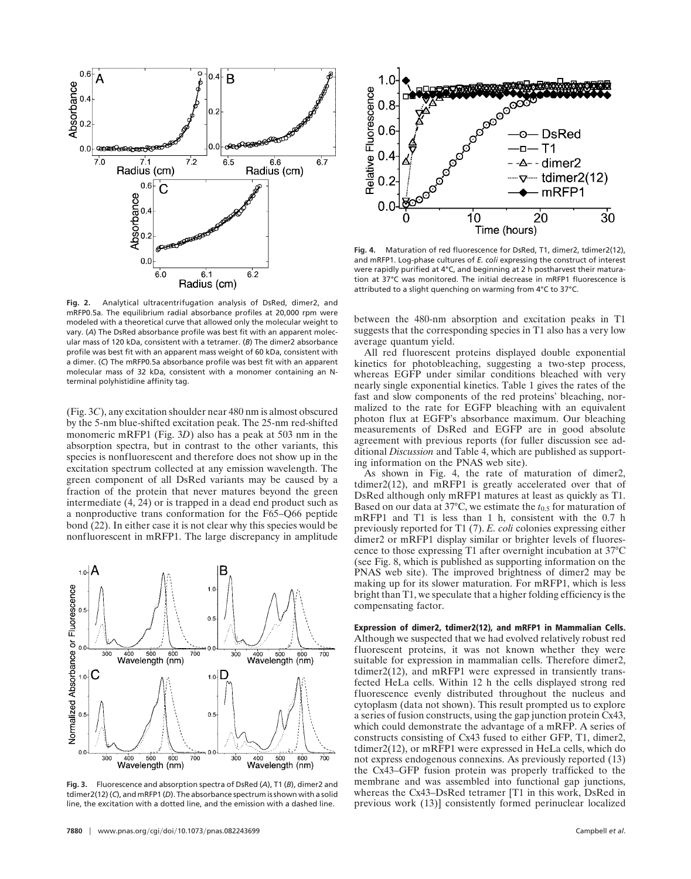**Fig. 2.** Analytical ultracentrifugation analysis of DsRed, dimer2, and mRFP0.5a. The equilibrium radial absorbance profiles at 20,000 rpm were modeled with a theoretical curve that allowed only the molecular weight to vary. (*A*) The DsRed absorbance profile was best fit with an apparent molecular mass of 120 kDa, consistent with a tetramer. (*B*) The dimer2 absorbance profile was best fit with an apparent mass weight of 60 kDa, consistent with a dimer. (*C*) The mRFP0.5a absorbance profile was best fit with an apparent molecular mass of 32 kDa, consistent with a monomer containing an N-terminal polyhistidine affinity tag.

(Fig. 3*C*), any excitation shoulder near 480 nm is almost obscured by the 5-nm blue-shifted excitation peak. The 25-nm red-shifted monomeric mRFP1 (Fig. 3*D*) also has a peak at 503 nm in the absorption spectra, but in contrast to the other variants, this species is nonfluorescent and therefore does not show up in the excitation spectrum collected at any emission wavelength. The green component of all DsRed variants may be caused by a fraction of the protein that never matures beyond the green intermediate (4, 24) or is trapped in a dead end product such as a nonproductive trans conformation for the F65–Q66 peptide bond (22). In either case it is not clear why this species would be nonfluorescent in mRFP1. The large discrepancy in amplitude

**Fig. 3.** Fluorescence and absorption spectra of DsRed (*A*), T1 (*B*), dimer2 and tdimer2(12) (*C*), and mRFP1 (*D*). The absorbance spectrum is shown with a solid line, the excitation with a dotted line, and the emission with a dashed line.

**Fig. 4.** Maturation of red fluorescence for DsRed, T1, dimer2, tdimer2(12), and mRFP1. Log-phase cultures of *E. coli* expressing the construct of interest were rapidly purified at 4°C, and beginning at 2 h postharvest their maturation at 37°C was monitored. The initial decrease in mRFP1 fluorescence is attributed to a slight quenching on warming from 4°C to 37°C.

between the 480-nm absorption and excitation peaks in T1 suggests that the corresponding species in T1 also has a very low average quantum yield.

All red fluorescent proteins displayed double exponential kinetics for photobleaching, suggesting a two-step process, whereas EGFP under similar conditions bleached with very nearly single exponential kinetics. Table 1 gives the rates of the fast and slow components of the red proteins' bleaching, normalized to the rate for EGFP bleaching with an equivalent photon flux at EGFP's absorbance maximum. Our bleaching measurements of DsRed and EGFP are in good absolute agreement with previous reports (for fuller discussion see additional *Discussion* and Table 4, which are published as supporting information on the PNAS web site).

As shown in Fig. 4, the rate of maturation of dimer2, tdimer2(12), and mRFP1 is greatly accelerated over that of DsRed although only mRFP1 matures at least as quickly as T1. Based on our data at 37°C, we estimate the $t_{0.5}$ for maturation of mRFP1 and T1 is less than 1 h, consistent with the 0.7 h previously reported for T1 (7). *E. coli* colonies expressing either dimer2 or mRFP1 display similar or brighter levels of fluorescence to those expressing T1 after overnight incubation at 37°C (see Fig. 8, which is published as supporting information on the PNAS web site). The improved brightness of dimer2 may be making up for its slower maturation. For mRFP1, which is less bright than T1, we speculate that a higher folding efficiency is the compensating factor.

**Expression of dimer2, tdimer2(12), and mRFP1 in Mammalian Cells.** Although we suspected that we had evolved relatively robust red fluorescent proteins, it was not known whether they were suitable for expression in mammalian cells. Therefore dimer2, tdimer2(12), and mRFP1 were expressed in transiently transfected HeLa cells. Within 12 h the cells displayed strong red fluorescence evenly distributed throughout the nucleus and cytoplasm (data not shown). This result prompted us to explore a series of fusion constructs, using the gap junction protein Cx43, which could demonstrate the advantage of a mRFP. A series of constructs consisting of Cx43 fused to either GFP, T1, dimer2, tdimer2(12), or mRFP1 were expressed in HeLa cells, which do not express endogenous connexins. As previously reported (13) the Cx43–GFP fusion protein was properly trafficked to the membrane and was assembled into functional gap junctions, whereas the Cx43–DsRed tetramer [T1 in this work, DsRed in previous work (13)] consistently formed perinuclear localized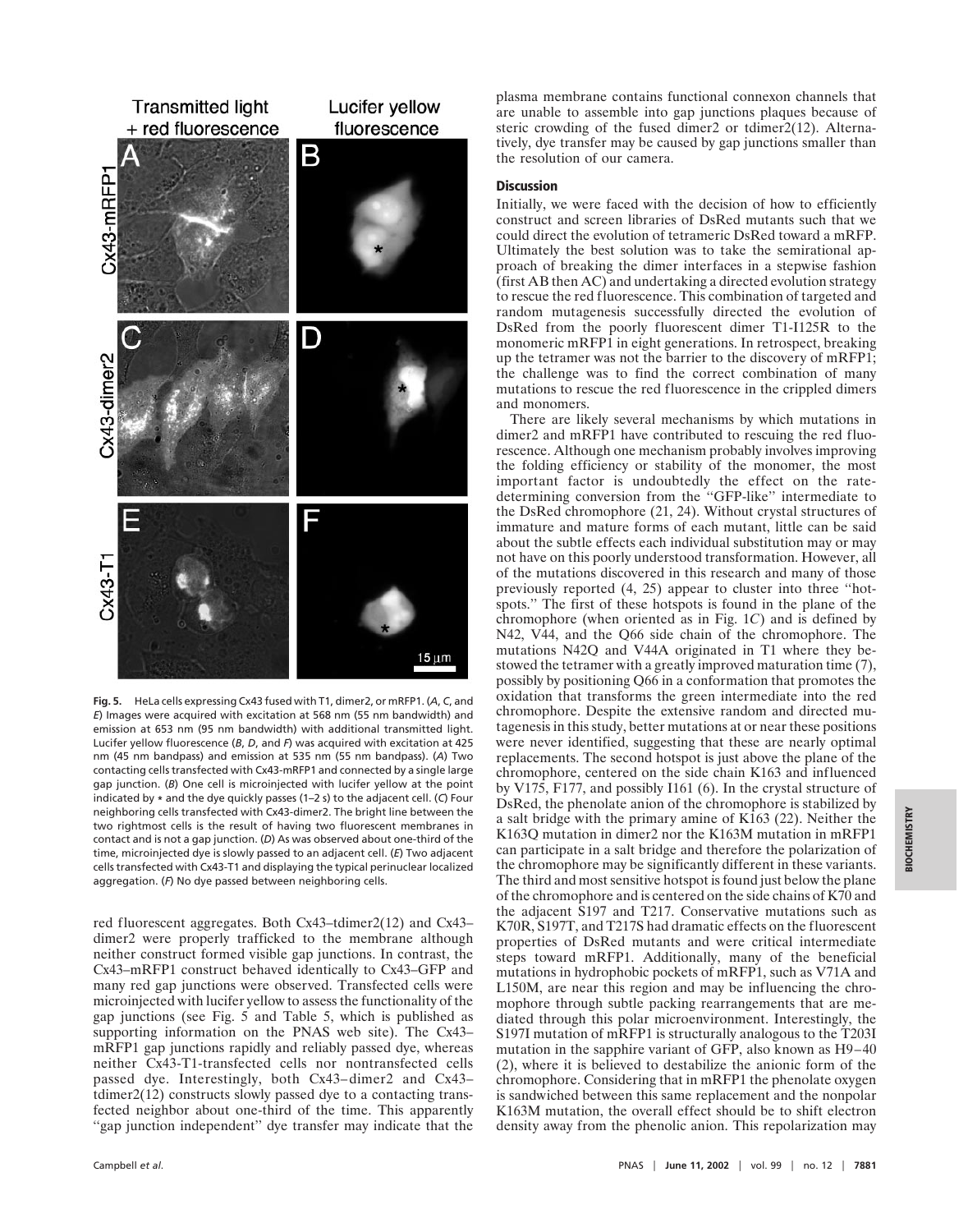**Fig. 5.** HeLa cells expressing Cx43 fused with T1, dimer2, or mRFP1. (*A*, *C*, and *E*) Images were acquired with excitation at 568 nm (55 nm bandwidth) and emission at 653 nm (95 nm bandwidth) with additional transmitted light. Lucifer yellow fluorescence (*B*, *D*, and *F*) was acquired with excitation at 425 nm (45 nm bandpass) and emission at 535 nm (55 nm bandpass). (*A*) Two contacting cells transfected with Cx43-mRFP1 and connected by a single large gap junction. (*B*) One cell is microinjected with lucifer yellow at the point indicated by * and the dye quickly passes (1–2 s) to the adjacent cell. (*C*) Four neighboring cells transfected with Cx43-dimer2. The bright line between the two rightmost cells is the result of having two fluorescent membranes in contact and is not a gap junction. (*D*) As was observed about one-third of the time, microinjected dye is slowly passed to an adjacent cell. (*E*) Two adjacent cells transfected with Cx43-T1 and displaying the typical perinuclear localized aggregation. (*F*) No dye passed between neighboring cells.

red fluorescent aggregates. Both Cx43–tdimer2(12) and Cx43–dimer2 were properly trafficked to the membrane although neither construct formed visible gap junctions. In contrast, the Cx43–mRFP1 construct behaved identically to Cx43–GFP and many red gap junctions were observed. Transfected cells were microinjected with lucifer yellow to assess the functionality of the gap junctions (see Fig. 5 and Table 5, which is published as supporting information on the PNAS web site). The Cx43–mRFP1 gap junctions rapidly and reliably passed dye, whereas neither Cx43-T1-transfected cells nor nontransfected cells passed dye. Interestingly, both Cx43–dimer2 and Cx43–tdimer2(12) constructs slowly passed dye to a contacting transfected neighbor about one-third of the time. This apparently "gap junction independent" dye transfer may indicate that the plasma membrane contains functional connexon channels that are unable to assemble into gap junctions plaques because of steric crowding of the fused dimer2 or tdimer2(12). Alternatively, dye transfer may be caused by gap junctions smaller than the resolution of our camera.

## Discussion

Initially, we were faced with the decision of how to efficiently construct and screen libraries of DsRed mutants such that we could direct the evolution of tetrameric DsRed toward a mRFP. Ultimately the best solution was to take the semirational approach of breaking the dimer interfaces in a stepwise fashion (first AB then AC) and undertaking a directed evolution strategy to rescue the red fluorescence. This combination of targeted and random mutagenesis successfully directed the evolution of DsRed from the poorly fluorescent dimer T1-I125R to the monomeric mRFP1 in eight generations. In retrospect, breaking up the tetramer was not the barrier to the discovery of mRFP1; the challenge was to find the correct combination of many mutations to rescue the red fluorescence in the crippled dimers and monomers.

There are likely several mechanisms by which mutations in dimer2 and mRFP1 have contributed to rescuing the red fluorescence. Although one mechanism probably involves improving the folding efficiency or stability of the monomer, the most important factor is undoubtedly the effect on the rate-determining conversion from the "GFP-like" intermediate to the DsRed chromophore (21, 24). Without crystal structures of immature and mature forms of each mutant, little can be said about the subtle effects each individual substitution may or may not have on this poorly understood transformation. However, all of the mutations discovered in this research and many of those previously reported (4, 25) appear to cluster into three "hotspots." The first of these hotspots is found in the plane of the chromophore (when oriented as in Fig. 1*C*) and is defined by N42, V44, and the Q66 side chain of the chromophore. The mutations N42Q and V44A originated in T1 where they bestowed the tetramer with a greatly improved maturation time (7), possibly by positioning Q66 in a conformation that promotes the oxidation that transforms the green intermediate into the red chromophore. Despite the extensive random and directed mutagenesis in this study, better mutations at or near these positions were never identified, suggesting that these are nearly optimal replacements. The second hotspot is just above the plane of the chromophore, centered on the side chain K163 and influenced by V175, F177, and possibly I161 (6). In the crystal structure of DsRed, the phenolate anion of the chromophore is stabilized by a salt bridge with the primary amine of K163 (22). Neither the K163Q mutation in dimer2 nor the K163M mutation in mRFP1 can participate in a salt bridge and therefore the polarization of the chromophore may be significantly different in these variants. The third and most sensitive hotspot is found just below the plane of the chromophore and is centered on the side chains of K70 and the adjacent S197 and T217. Conservative mutations such as K70R, S197T, and T217S had dramatic effects on the fluorescent properties of DsRed mutants and were critical intermediate steps toward mRFP1. Additionally, many of the beneficial mutations in hydrophobic pockets of mRFP1, such as V71A and L150M, are near this region and may be influencing the chromophore through subtle packing rearrangements that are mediated through this polar microenvironment. Interestingly, the S197I mutation of mRFP1 is structurally analogous to the T203I mutation in the sapphire variant of GFP, also known as H9–40 (2), where it is believed to destabilize the anionic form of the chromophore. Considering that in mRFP1 the phenolate oxygen is sandwiched between this same replacement and the nonpolar K163M mutation, the overall effect should be to shift electron density away from the phenolic anion. This repolarization may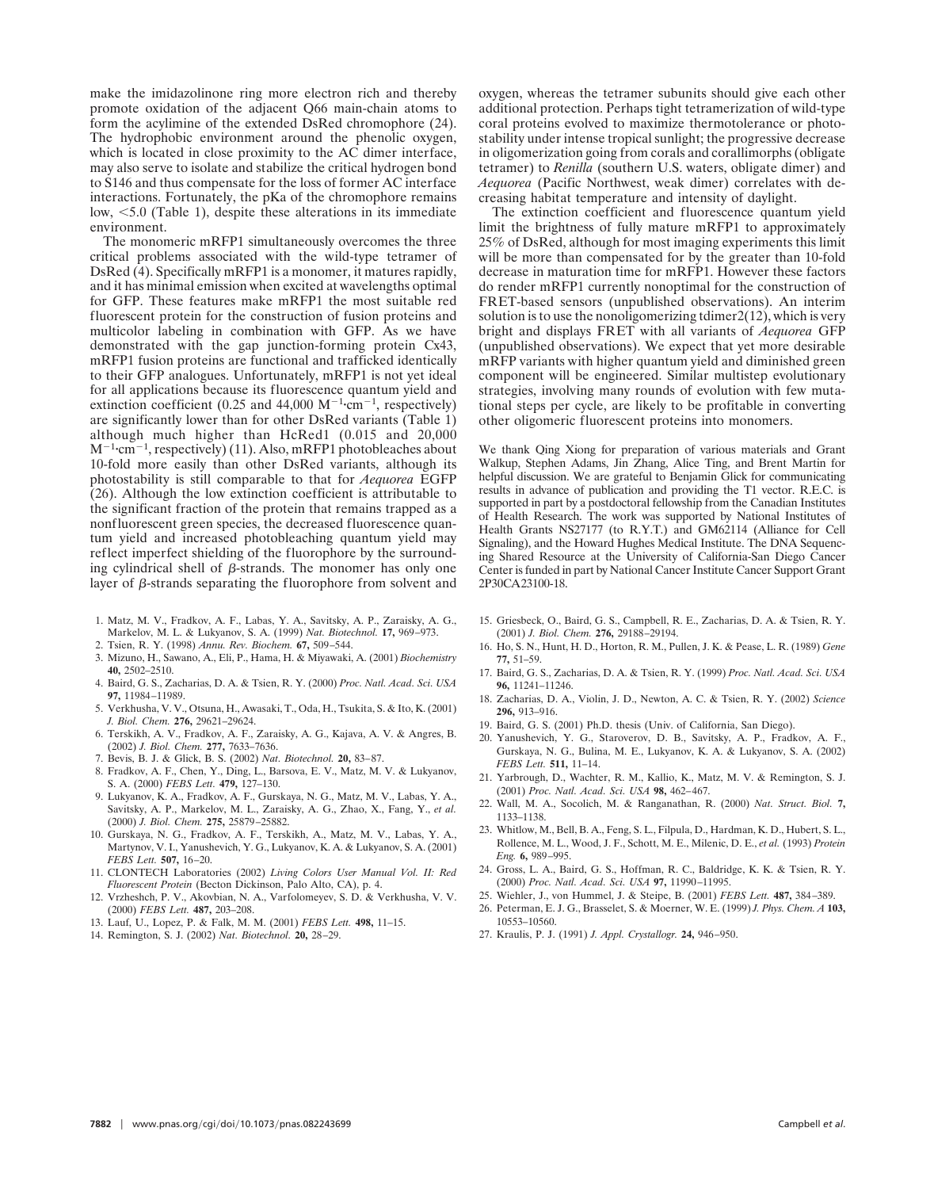make the imidazolinone ring more electron rich and thereby promote oxidation of the adjacent Q66 main-chain atoms to form the acylimine of the extended DsRed chromophore (24). The hydrophobic environment around the phenolic oxygen, which is located in close proximity to the AC dimer interface, may also serve to isolate and stabilize the critical hydrogen bond to S146 and thus compensate for the loss of former AC interface interactions. Fortunately, the pKa of the chromophore remains low, <5.0 (Table 1), despite these alterations in its immediate environment.

The monomeric mRFP1 simultaneously overcomes the three critical problems associated with the wild-type tetramer of DsRed (4). Specifically mRFP1 is a monomer, it matures rapidly, and it has minimal emission when excited at wavelengths optimal for GFP. These features make mRFP1 the most suitable red fluorescent protein for the construction of fusion proteins and multicolor labeling in combination with GFP. As we have demonstrated with the gap junction-forming protein Cx43, mRFP1 fusion proteins are functional and trafficked identically to their GFP analogues. Unfortunately, mRFP1 is not yet ideal for all applications because its fluorescence quantum yield and extinction coefficient (0.25 and 44,000 $M^{-1}\cdot cm^{-1}$, respectively) are significantly lower than for other DsRed variants (Table 1) although much higher than HcRed1 (0.015 and 20,000 $M^{-1}\cdot cm^{-1}$, respectively) (11). Also, mRFP1 photobleaches about 10-fold more easily than other DsRed variants, although its photostability is still comparable to that for *Aequorea* EGFP (26). Although the low extinction coefficient is attributable to the significant fraction of the protein that remains trapped as a nonfluorescent green species, the decreased fluorescence quantum yield and increased photobleaching quantum yield may reflect imperfect shielding of the fluorophore by the surrounding cylindrical shell of $\beta$-strands. The monomer has only one layer of $\beta$-strands separating the fluorophore from solvent and oxygen, whereas the tetramer subunits should give each other additional protection. Perhaps tight tetramerization of wild-type coral proteins evolved to maximize thermotolerance or photostability under intense tropical sunlight; the progressive decrease in oligomerization going from corals and corallimorphs (obligate tetramer) to *Renilla* (southern U.S. waters, obligate dimer) and *Aequorea* (Pacific Northwest, weak dimer) correlates with decreasing habitat temperature and intensity of daylight.

The extinction coefficient and fluorescence quantum yield limit the brightness of fully mature mRFP1 to approximately 25% of DsRed, although for most imaging experiments this limit will be more than compensated for by the greater than 10-fold decrease in maturation time for mRFP1. However these factors do render mRFP1 currently nonoptimal for the construction of FRET-based sensors (unpublished observations). An interim solution is to use the nonoligomerizing tdimer2(12), which is very bright and displays FRET with all variants of *Aequorea* GFP (unpublished observations). We expect that yet more desirable mRFP variants with higher quantum yield and diminished green component will be engineered. Similar multistep evolutionary strategies, involving many rounds of evolution with few mutational steps per cycle, are likely to be profitable in converting other oligomeric fluorescent proteins into monomers.

We thank Qing Xiong for preparation of various materials and Grant Walkup, Stephen Adams, Jin Zhang, Alice Ting, and Brent Martin for helpful discussion. We are grateful to Benjamin Glick for communicating results in advance of publication and providing the T1 vector. R.E.C. is supported in part by a postdoctoral fellowship from the Canadian Institutes of Health Research. The work was supported by National Institutes of Health Grants NS27177 (to R.Y.T.) and GM62114 (Alliance for Cell Signaling), and the Howard Hughes Medical Institute. The DNA Sequencing Shared Resource at the University of California-San Diego Cancer Center is funded in part by National Cancer Institute Cancer Support Grant 2P30CA23100-18.

1. Matz, M. V., Fradkov, A. F., Labas, Y. A., Savitsky, A. P., Zaraisky, A. G., Markelov, M. L. & Lukyanov, S. A. (1999) *Nat. Biotechnol.* **17,** 969–973.
2. Tsien, R. Y. (1998) *Annu. Rev. Biochem.* **67,** 509–544.
3. Mizuno, H., Sawano, A., Eli, P., Hama, H. & Miyawaki, A. (2001) *Biochemistry* **40,** 2502–2510.
4. Baird, G. S., Zacharias, D. A. & Tsien, R. Y. (2000) *Proc. Natl. Acad. Sci. USA* **97,** 11984–11989.
5. Verkhusha, V. V., Otsuna, H., Awasaki, T., Oda, H., Tsukita, S. & Ito, K. (2001) *J. Biol. Chem.* **276,** 29621–29624.
6. Terskikh, A. V., Fradkov, A. F., Zaraisky, A. G., Kajava, A. V. & Angres, B. (2002) *J. Biol. Chem.* **277,** 7633–7636.
7. Bevis, B. J. & Glick, B. S. (2002) *Nat. Biotechnol.* **20,** 83–87.
8. Fradkov, A. F., Chen, Y., Ding, L., Barsova, E. V., Matz, M. V. & Lukyanov, S. A. (2000) *FEBS Lett.* **479,** 127–130.
9. Lukyanov, K. A., Fradkov, A. F., Gurskaya, N. G., Matz, M. V., Labas, Y. A., Savitsky, A. P., Markelov, M. L., Zaraisky, A. G., Zhao, X., Fang, Y., *et al.* (2000) *J. Biol. Chem.* **275,** 25879–25882.
10. Gurskaya, N. G., Fradkov, A. F., Terskikh, A., Matz, M. V., Labas, Y. A., Martynov, V. I., Yanushevich, Y. G., Lukyanov, K. A. & Lukyanov, S. A. (2001) *FEBS Lett.* **507,** 16–20.
11. CLONTECH Laboratories (2002) *Living Colors User Manual Vol. II: Red Fluorescent Protein* (Becton Dickinson, Palo Alto, CA), p. 4.
12. Vrzheshch, P. V., Akovbian, N. A., Varfolomeyev, S. D. & Verkhusha, V. V. (2000) *FEBS Lett.* **487,** 203–208.
13. Lauf, U., Lopez, P. & Falk, M. M. (2001) *FEBS Lett.* **498,** 11–15.
14. Remington, S. J. (2002) *Nat. Biotechnol.* **20,** 28–29.
15. Griesbeck, O., Baird, G. S., Campbell, R. E., Zacharias, D. A. & Tsien, R. Y. (2001) *J. Biol. Chem.* **276,** 29188–29194.
16. Ho, S. N., Hunt, H. D., Horton, R. M., Pullen, J. K. & Pease, L. R. (1989) *Gene* **77,** 51–59.
17. Baird, G. S., Zacharias, D. A. & Tsien, R. Y. (1999) *Proc. Natl. Acad. Sci. USA* **96,** 11241–11246.
18. Zacharias, D. A., Violin, J. D., Newton, A. C. & Tsien, R. Y. (2002) *Science* **296,** 913–916.
19. Baird, G. S. (2001) Ph.D. thesis (Univ. of California, San Diego).
20. Yanushevich, Y. G., Staroverov, D. B., Savitsky, A. P., Fradkov, A. F., Gurskaya, N. G., Bulina, M. E., Lukyanov, K. A. & Lukyanov, S. A. (2002) *FEBS Lett.* **511,** 11–14.
21. Yarbrough, D., Wachter, R. M., Kallio, K., Matz, M. V. & Remington, S. J. (2001) *Proc. Natl. Acad. Sci. USA* **98,** 462–467.
22. Wall, M. A., Socolich, M. & Ranganathan, R. (2000) *Nat. Struct. Biol.* **7,** 1133–1138.
23. Whitlow, M., Bell, B. A., Feng, S. L., Filpula, D., Hardman, K. D., Hubert, S. L., Rollence, M. L., Wood, J. F., Schott, M. E., Milenic, D. E., *et al.* (1993) *Protein Eng.* **6,** 989–995.
24. Gross, L. A., Baird, G. S., Hoffman, R. C., Baldridge, K. K. & Tsien, R. Y. (2000) *Proc. Natl. Acad. Sci. USA* **97,** 11990–11995.
25. Wiehler, J., von Hummel, J. & Steipe, B. (2001) *FEBS Lett.* **487,** 384–389.
26. Peterman, E. J. G., Brasselet, S. & Moerner, W. E. (1999) *J. Phys. Chem. A* **103,** 10553–10560.
27. Kraulis, P. J. (1991) *J. Appl. Crystallogr.* **24,** 946–950.